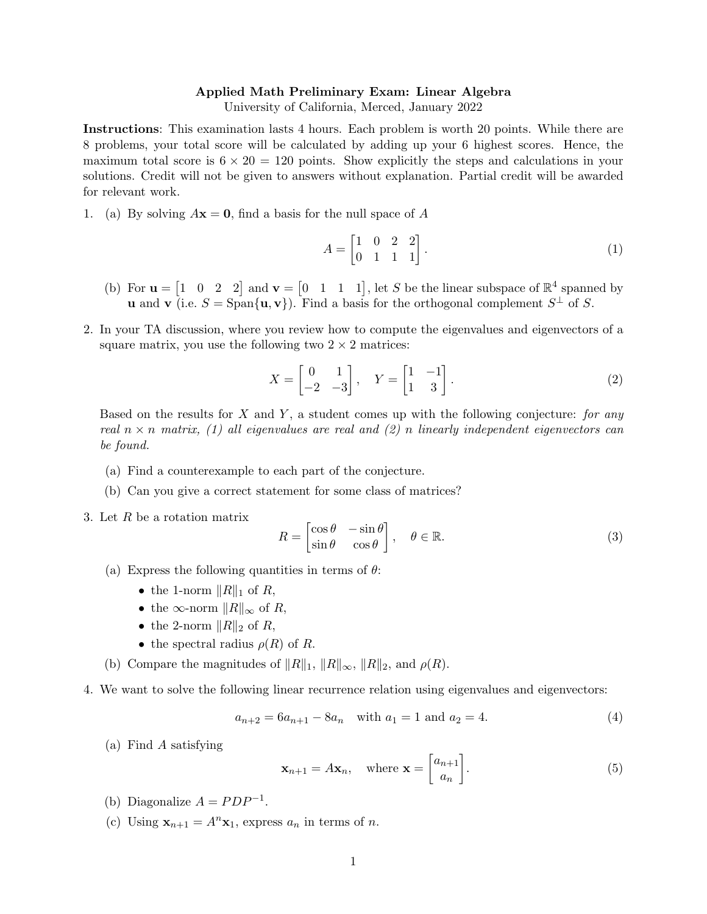**Applied Math Preliminary Exam: Linear Algebra**
University of California, Merced, January 2022

**Instructions**: This examination lasts 4 hours. Each problem is worth 20 points. While there are 8 problems, your total score will be calculated by adding up your 6 highest scores. Hence, the maximum total score is $6 \times 20 = 120$ points. Show explicitly the steps and calculations in your solutions. Credit will not be given to answers without explanation. Partial credit will be awarded for relevant work.

1. (a) By solving $A\mathbf{x} = \mathbf{0}$, find a basis for the null space of $A$

$$A = \begin{bmatrix} 1 & 0 & 2 & 2 \\ 0 & 1 & 1 & 1 \end{bmatrix}. \tag{1}$$

   (b) For $\mathbf{u} = \begin{bmatrix} 1 & 0 & 2 & 2 \end{bmatrix}$ and $\mathbf{v} = \begin{bmatrix} 0 & 1 & 1 & 1 \end{bmatrix}$, let $S$ be the linear subspace of $\mathbb{R}^4$ spanned by $\mathbf{u}$ and $\mathbf{v}$ (i.e. $S = \text{Span}\{\mathbf{u}, \mathbf{v}\}$). Find a basis for the orthogonal complement $S^\perp$ of $S$.

2. In your TA discussion, where you review how to compute the eigenvalues and eigenvectors of a square matrix, you use the following two $2 \times 2$ matrices:

$$X = \begin{bmatrix} 0 & 1 \\ -2 & -3 \end{bmatrix}, \quad Y = \begin{bmatrix} 1 & -1 \\ 1 & 3 \end{bmatrix}. \tag{2}$$

Based on the results for $X$ and $Y$, a student comes up with the following conjecture: *for any real $n \times n$ matrix, (1) all eigenvalues are real and (2) $n$ linearly independent eigenvectors can be found.*

   (a) Find a counterexample to each part of the conjecture.

   (b) Can you give a correct statement for some class of matrices?

3. Let $R$ be a rotation matrix

$$R = \begin{bmatrix} \cos\theta & -\sin\theta \\ \sin\theta & \cos\theta \end{bmatrix}, \quad \theta \in \mathbb{R}. \tag{3}$$

   (a) Express the following quantities in terms of $\theta$:
   - the 1-norm $\|R\|_1$ of $R$,
   - the $\infty$-norm $\|R\|_\infty$ of $R$,
   - the 2-norm $\|R\|_2$ of $R$,
   - the spectral radius $\rho(R)$ of $R$.

   (b) Compare the magnitudes of $\|R\|_1$, $\|R\|_\infty$, $\|R\|_2$, and $\rho(R)$.

4. We want to solve the following linear recurrence relation using eigenvalues and eigenvectors:

$$a_{n+2} = 6a_{n+1} - 8a_n \quad \text{with } a_1 = 1 \text{ and } a_2 = 4. \tag{4}$$

   (a) Find $A$ satisfying

$$\mathbf{x}_{n+1} = A\mathbf{x}_n, \quad \text{where } \mathbf{x} = \begin{bmatrix} a_{n+1} \\ a_n \end{bmatrix}. \tag{5}$$

   (b) Diagonalize $A = PDP^{-1}$.

   (c) Using $\mathbf{x}_{n+1} = A^n\mathbf{x}_1$, express $a_n$ in terms of $n$.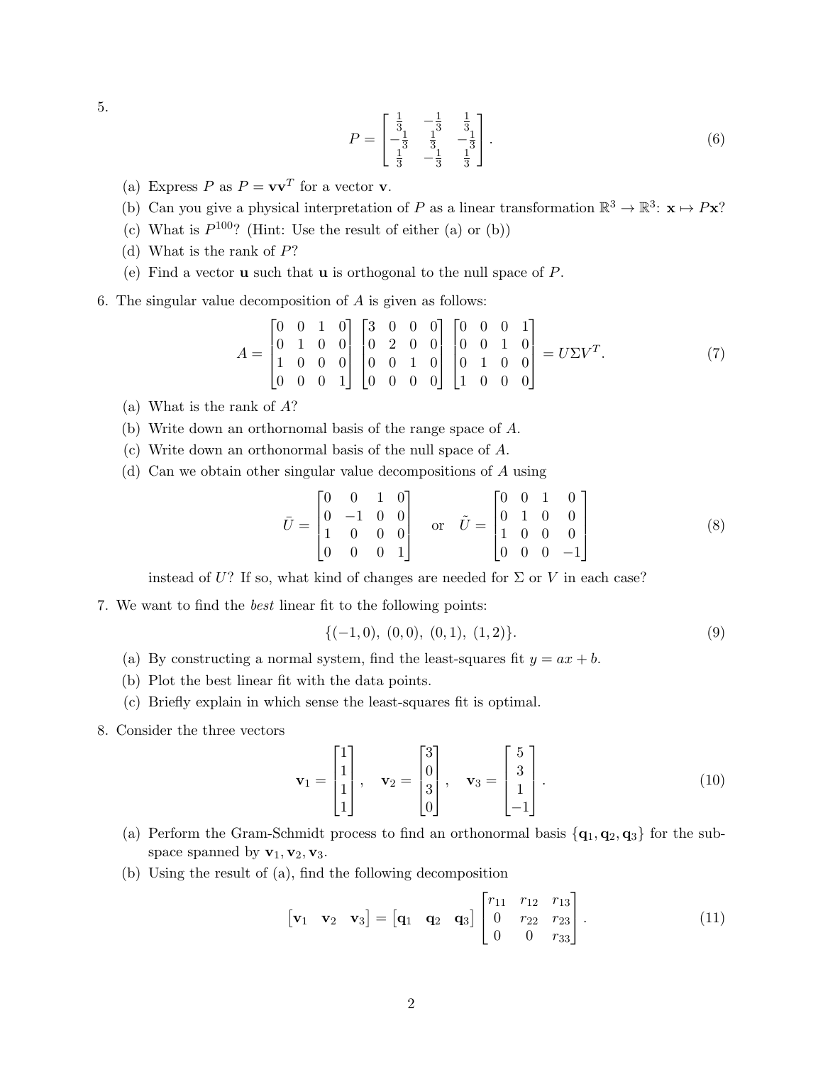5.

$$P = \begin{bmatrix} \frac{1}{3} & -\frac{1}{3} & \frac{1}{3} \\ -\frac{1}{3} & \frac{1}{3} & -\frac{1}{3} \\ \frac{1}{3} & -\frac{1}{3} & \frac{1}{3} \end{bmatrix}. \tag{6}$$

(a) Express $P$ as $P = \mathbf{v}\mathbf{v}^T$ for a vector $\mathbf{v}$.

(b) Can you give a physical interpretation of $P$ as a linear transformation $\mathbb{R}^3 \to \mathbb{R}^3$: $\mathbf{x} \mapsto P\mathbf{x}$?

(c) What is $P^{100}$? (Hint: Use the result of either (a) or (b))

(d) What is the rank of $P$?

(e) Find a vector $\mathbf{u}$ such that $\mathbf{u}$ is orthogonal to the null space of $P$.

6. The singular value decomposition of $A$ is given as follows:

$$A = \begin{bmatrix} 0 & 0 & 1 & 0 \\ 0 & 1 & 0 & 0 \\ 1 & 0 & 0 & 0 \\ 0 & 0 & 0 & 1 \end{bmatrix} \begin{bmatrix} 3 & 0 & 0 & 0 \\ 0 & 2 & 0 & 0 \\ 0 & 0 & 1 & 0 \\ 0 & 0 & 0 & 0 \end{bmatrix} \begin{bmatrix} 0 & 0 & 0 & 1 \\ 0 & 0 & 1 & 0 \\ 0 & 1 & 0 & 0 \\ 1 & 0 & 0 & 0 \end{bmatrix} = U\Sigma V^T. \tag{7}$$

(a) What is the rank of $A$?

(b) Write down an orthornomal basis of the range space of $A$.

(c) Write down an orthonormal basis of the null space of $A$.

(d) Can we obtain other singular value decompositions of $A$ using

$$\bar{U} = \begin{bmatrix} 0 & 0 & 1 & 0 \\ 0 & -1 & 0 & 0 \\ 1 & 0 & 0 & 0 \\ 0 & 0 & 0 & 1 \end{bmatrix} \quad \text{or} \quad \tilde{U} = \begin{bmatrix} 0 & 0 & 1 & 0 \\ 0 & 1 & 0 & 0 \\ 1 & 0 & 0 & 0 \\ 0 & 0 & 0 & -1 \end{bmatrix} \tag{8}$$

instead of $U$? If so, what kind of changes are needed for $\Sigma$ or $V$ in each case?

7. We want to find the *best* linear fit to the following points:

$$\{(-1, 0),\ (0, 0),\ (0, 1),\ (1, 2)\}. \tag{9}$$

(a) By constructing a normal system, find the least-squares fit $y = ax + b$.

(b) Plot the best linear fit with the data points.

(c) Briefly explain in which sense the least-squares fit is optimal.

8. Consider the three vectors

$$\mathbf{v}_1 = \begin{bmatrix} 1 \\ 1 \\ 1 \\ 1 \end{bmatrix}, \quad \mathbf{v}_2 = \begin{bmatrix} 3 \\ 0 \\ 3 \\ 0 \end{bmatrix}, \quad \mathbf{v}_3 = \begin{bmatrix} 5 \\ 3 \\ 1 \\ -1 \end{bmatrix}. \tag{10}$$

(a) Perform the Gram-Schmidt process to find an orthonormal basis $\{\mathbf{q}_1, \mathbf{q}_2, \mathbf{q}_3\}$ for the subspace spanned by $\mathbf{v}_1, \mathbf{v}_2, \mathbf{v}_3$.

(b) Using the result of (a), find the following decomposition

$$\begin{bmatrix} \mathbf{v}_1 & \mathbf{v}_2 & \mathbf{v}_3 \end{bmatrix} = \begin{bmatrix} \mathbf{q}_1 & \mathbf{q}_2 & \mathbf{q}_3 \end{bmatrix} \begin{bmatrix} r_{11} & r_{12} & r_{13} \\ 0 & r_{22} & r_{23} \\ 0 & 0 & r_{33} \end{bmatrix}. \tag{11}$$